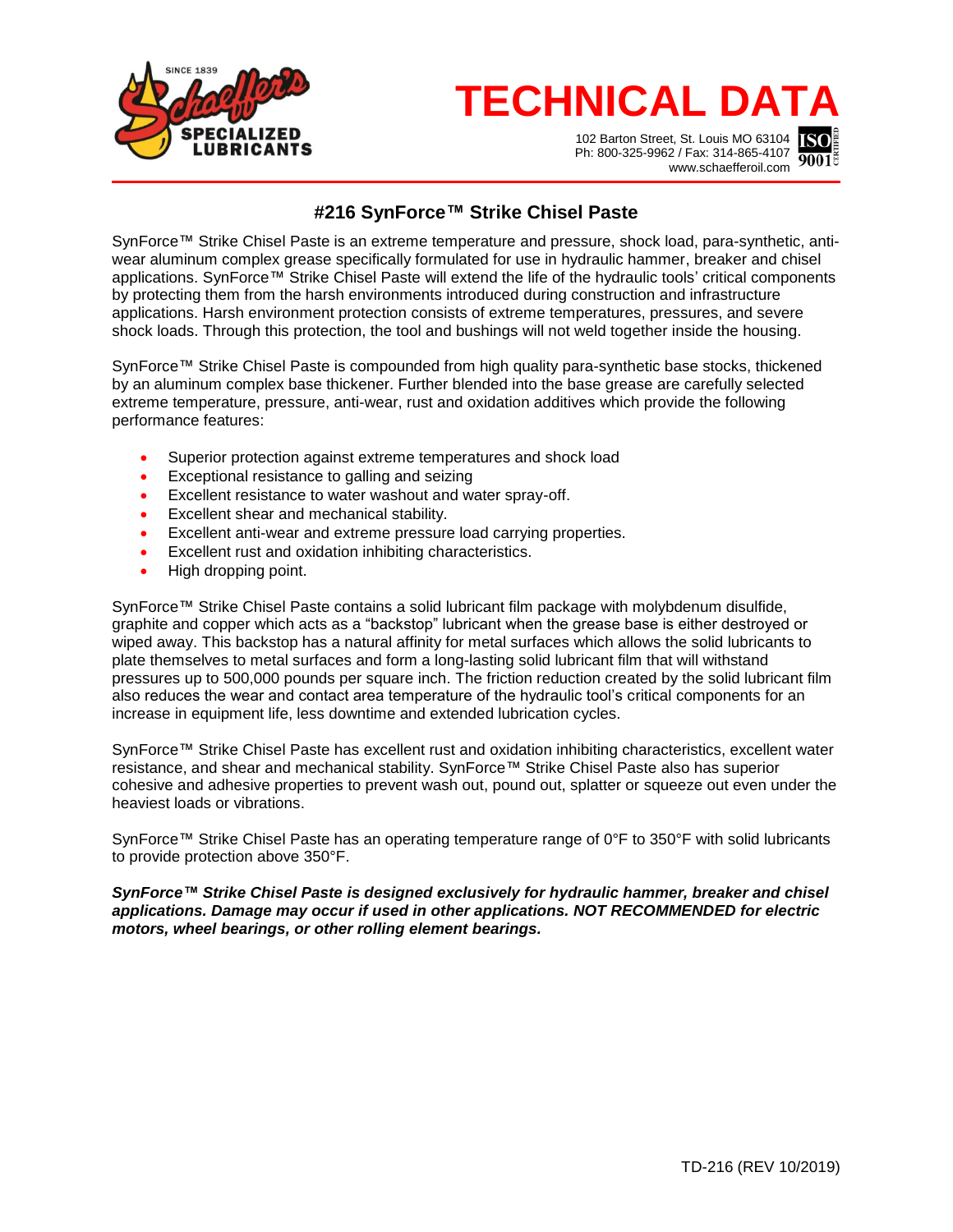# TECHNICAL DATA

102 Barton Street, St. Louis MO 63104
Ph: 800-325-9962 / Fax: 314-865-4107
www.schaefferoil.com

## #216 SynForce™ Strike Chisel Paste

SynForce™ Strike Chisel Paste is an extreme temperature and pressure, shock load, para-synthetic, anti-wear aluminum complex grease specifically formulated for use in hydraulic hammer, breaker and chisel applications. SynForce™ Strike Chisel Paste will extend the life of the hydraulic tools' critical components by protecting them from the harsh environments introduced during construction and infrastructure applications. Harsh environment protection consists of extreme temperatures, pressures, and severe shock loads. Through this protection, the tool and bushings will not weld together inside the housing.

SynForce™ Strike Chisel Paste is compounded from high quality para-synthetic base stocks, thickened by an aluminum complex base thickener. Further blended into the base grease are carefully selected extreme temperature, pressure, anti-wear, rust and oxidation additives which provide the following performance features:

- Superior protection against extreme temperatures and shock load
- Exceptional resistance to galling and seizing
- Excellent resistance to water washout and water spray-off.
- Excellent shear and mechanical stability.
- Excellent anti-wear and extreme pressure load carrying properties.
- Excellent rust and oxidation inhibiting characteristics.
- High dropping point.

SynForce™ Strike Chisel Paste contains a solid lubricant film package with molybdenum disulfide, graphite and copper which acts as a "backstop" lubricant when the grease base is either destroyed or wiped away. This backstop has a natural affinity for metal surfaces which allows the solid lubricants to plate themselves to metal surfaces and form a long-lasting solid lubricant film that will withstand pressures up to 500,000 pounds per square inch. The friction reduction created by the solid lubricant film also reduces the wear and contact area temperature of the hydraulic tool's critical components for an increase in equipment life, less downtime and extended lubrication cycles.

SynForce™ Strike Chisel Paste has excellent rust and oxidation inhibiting characteristics, excellent water resistance, and shear and mechanical stability. SynForce™ Strike Chisel Paste also has superior cohesive and adhesive properties to prevent wash out, pound out, splatter or squeeze out even under the heaviest loads or vibrations.

SynForce™ Strike Chisel Paste has an operating temperature range of 0°F to 350°F with solid lubricants to provide protection above 350°F.

***SynForce™ Strike Chisel Paste is designed exclusively for hydraulic hammer, breaker and chisel applications. Damage may occur if used in other applications. NOT RECOMMENDED for electric motors, wheel bearings, or other rolling element bearings.***

TD-216 (REV 10/2019)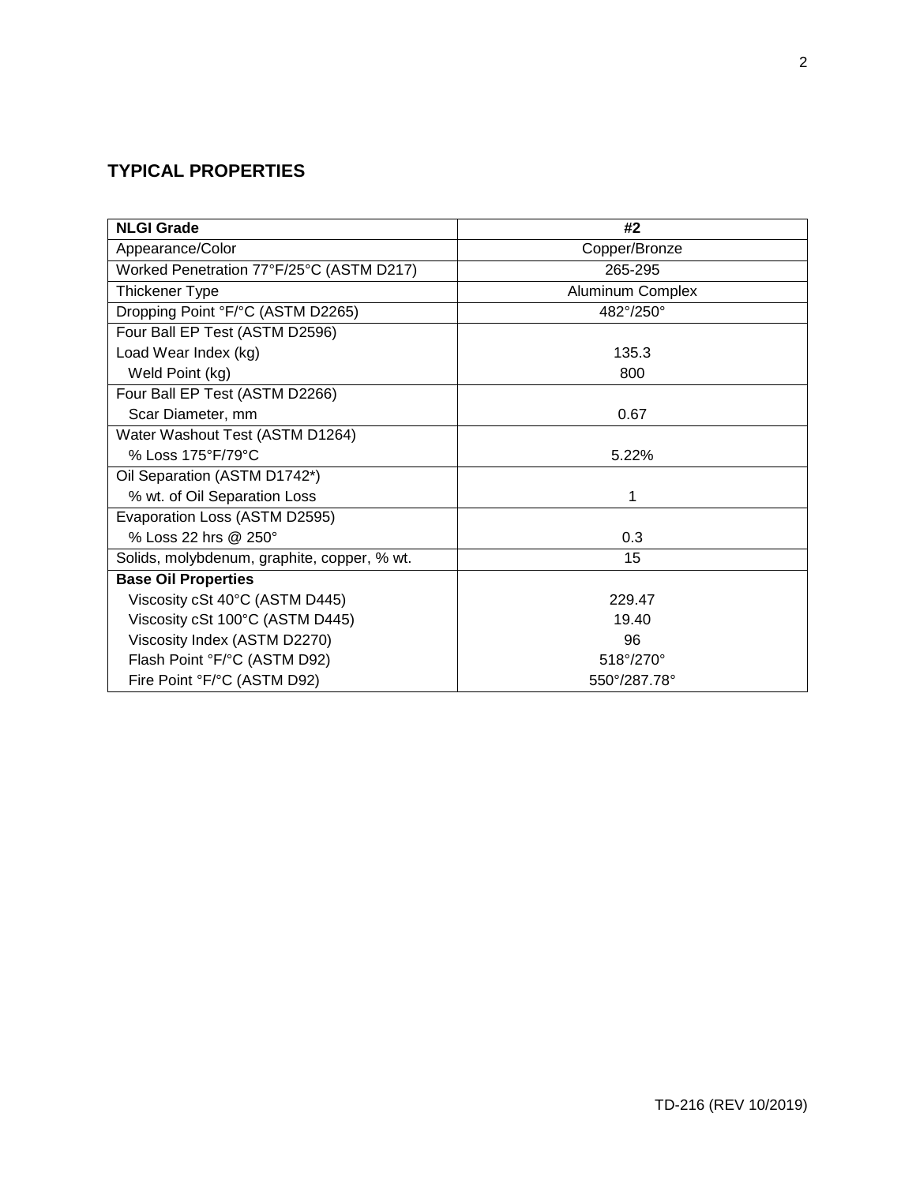## TYPICAL PROPERTIES

| NLGI Grade | #2 |
|---|---|
| Appearance/Color | Copper/Bronze |
| Worked Penetration 77°F/25°C (ASTM D217) | 265-295 |
| Thickener Type | Aluminum Complex |
| Dropping Point °F/°C (ASTM D2265) | 482°/250° |
| Four Ball EP Test (ASTM D2596) | |
| Load Wear Index (kg) | 135.3 |
| Weld Point (kg) | 800 |
| Four Ball EP Test (ASTM D2266) | |
| Scar Diameter, mm | 0.67 |
| Water Washout Test (ASTM D1264) | |
| % Loss 175°F/79°C | 5.22% |
| Oil Separation (ASTM D1742*) | |
| % wt. of Oil Separation Loss | 1 |
| Evaporation Loss (ASTM D2595) | |
| % Loss 22 hrs @ 250° | 0.3 |
| Solids, molybdenum, graphite, copper, % wt. | 15 |
| **Base Oil Properties** | |
| Viscosity cSt 40°C (ASTM D445) | 229.47 |
| Viscosity cSt 100°C (ASTM D445) | 19.40 |
| Viscosity Index (ASTM D2270) | 96 |
| Flash Point °F/°C (ASTM D92) | 518°/270° |
| Fire Point °F/°C (ASTM D92) | 550°/287.78° |

TD-216 (REV 10/2019)